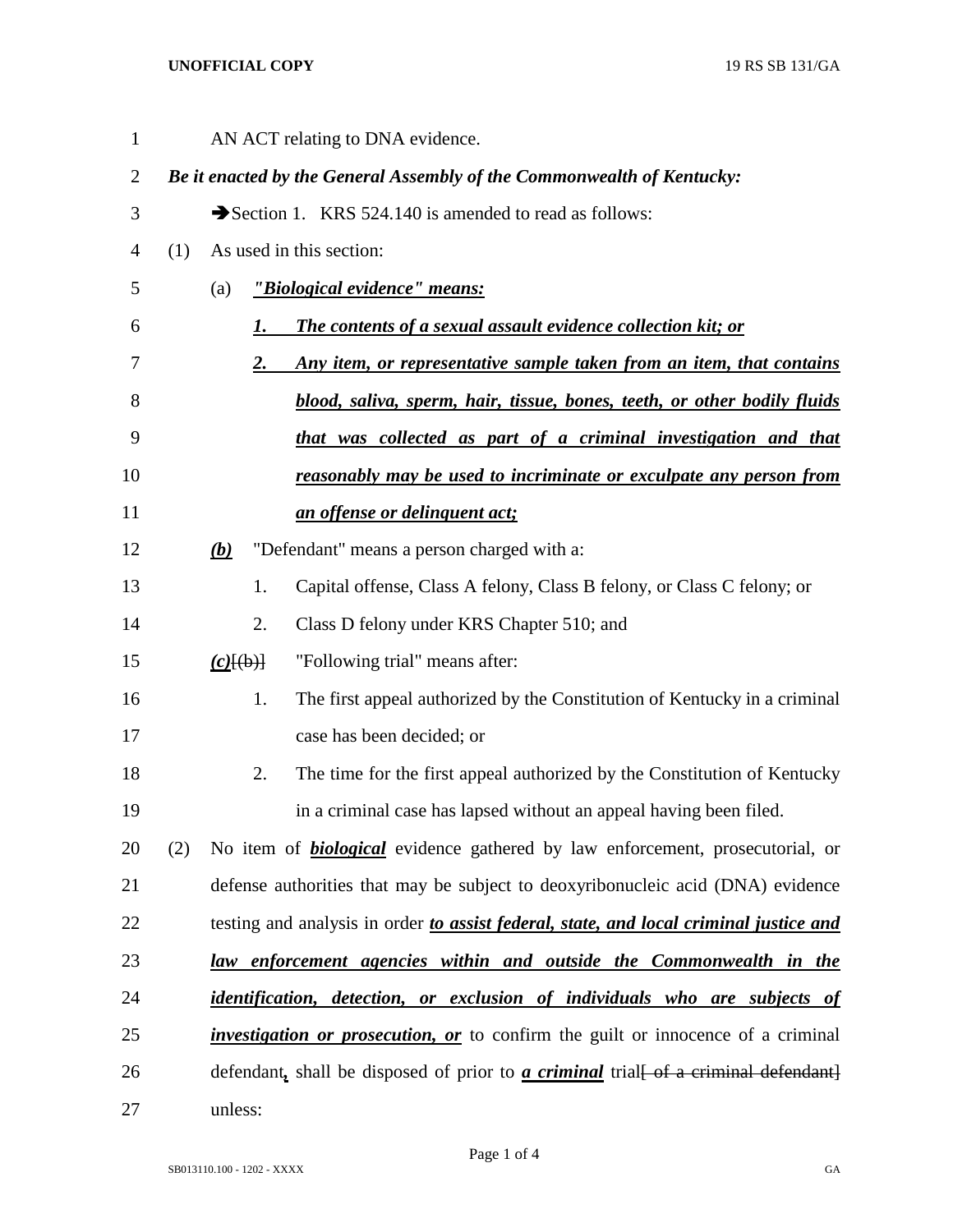AN ACT relating to DNA evidence.

***Be it enacted by the General Assembly of the Commonwealth of Kentucky:***

➔Section 1. KRS 524.140 is amended to read as follows:

(1) As used in this section:

(a) ***"Biological evidence" means:***

***1. The contents of a sexual assault evidence collection kit; or***

***2. Any item, or representative sample taken from an item, that contains blood, saliva, sperm, hair, tissue, bones, teeth, or other bodily fluids that was collected as part of a criminal investigation and that reasonably may be used to incriminate or exculpate any person from an offense or delinquent act;***

***(b)*** "Defendant" means a person charged with a:

1. Capital offense, Class A felony, Class B felony, or Class C felony; or

2. Class D felony under KRS Chapter 510; and

***(c)***~~[(b)]~~ "Following trial" means after:

1. The first appeal authorized by the Constitution of Kentucky in a criminal case has been decided; or

2. The time for the first appeal authorized by the Constitution of Kentucky in a criminal case has lapsed without an appeal having been filed.

(2) No item of ***biological*** evidence gathered by law enforcement, prosecutorial, or defense authorities that may be subject to deoxyribonucleic acid (DNA) evidence testing and analysis in order ***to assist federal, state, and local criminal justice and law enforcement agencies within and outside the Commonwealth in the identification, detection, or exclusion of individuals who are subjects of investigation or prosecution, or*** to confirm the guilt or innocence of a criminal defendant***,*** shall be disposed of prior to ***a criminal*** trial~~[ of a criminal defendant]~~ unless: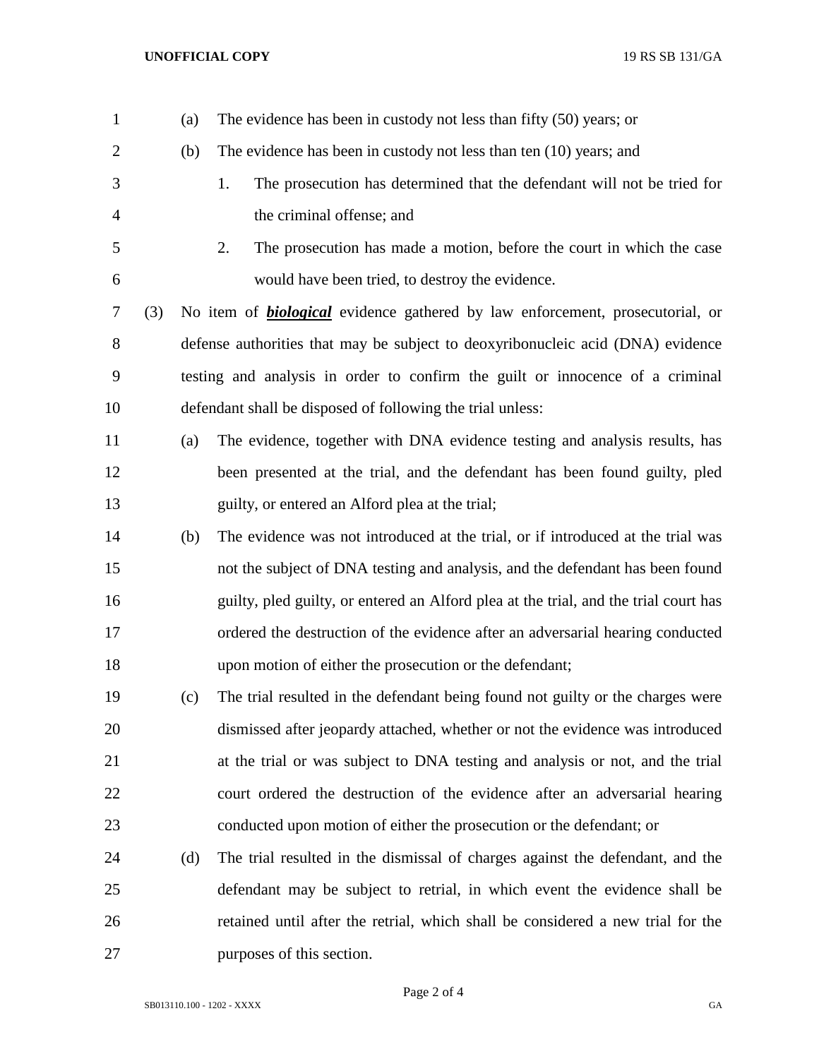(a) The evidence has been in custody not less than fifty (50) years; or

(b) The evidence has been in custody not less than ten (10) years; and

1. The prosecution has determined that the defendant will not be tried for the criminal offense; and

2. The prosecution has made a motion, before the court in which the case would have been tried, to destroy the evidence.

(3) No item of ***biological*** evidence gathered by law enforcement, prosecutorial, or defense authorities that may be subject to deoxyribonucleic acid (DNA) evidence testing and analysis in order to confirm the guilt or innocence of a criminal defendant shall be disposed of following the trial unless:

(a) The evidence, together with DNA evidence testing and analysis results, has been presented at the trial, and the defendant has been found guilty, pled guilty, or entered an Alford plea at the trial;

(b) The evidence was not introduced at the trial, or if introduced at the trial was not the subject of DNA testing and analysis, and the defendant has been found guilty, pled guilty, or entered an Alford plea at the trial, and the trial court has ordered the destruction of the evidence after an adversarial hearing conducted upon motion of either the prosecution or the defendant;

(c) The trial resulted in the defendant being found not guilty or the charges were dismissed after jeopardy attached, whether or not the evidence was introduced at the trial or was subject to DNA testing and analysis or not, and the trial court ordered the destruction of the evidence after an adversarial hearing conducted upon motion of either the prosecution or the defendant; or

(d) The trial resulted in the dismissal of charges against the defendant, and the defendant may be subject to retrial, in which event the evidence shall be retained until after the retrial, which shall be considered a new trial for the purposes of this section.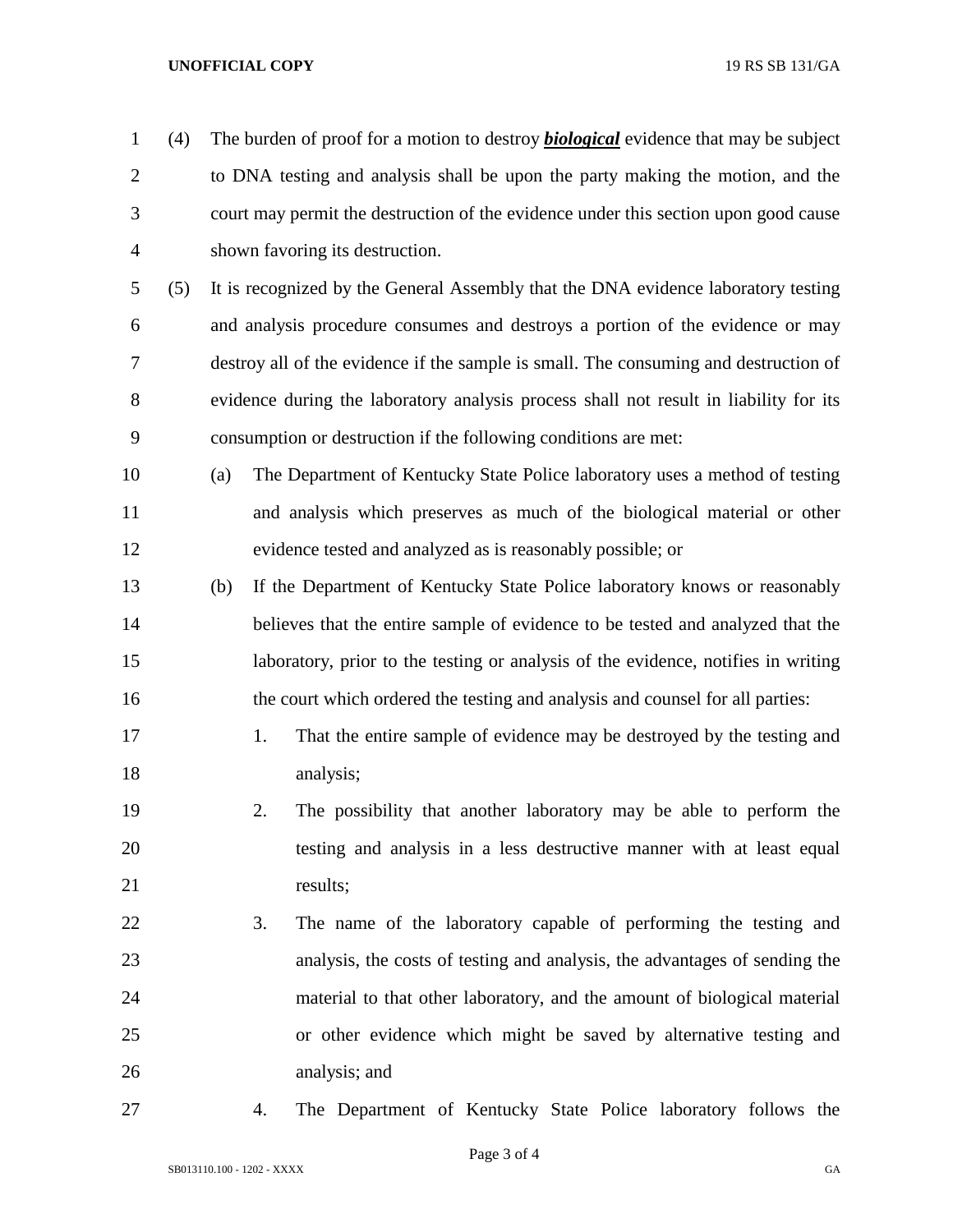(4) The burden of proof for a motion to destroy ***biological*** evidence that may be subject to DNA testing and analysis shall be upon the party making the motion, and the court may permit the destruction of the evidence under this section upon good cause shown favoring its destruction.

(5) It is recognized by the General Assembly that the DNA evidence laboratory testing and analysis procedure consumes and destroys a portion of the evidence or may destroy all of the evidence if the sample is small. The consuming and destruction of evidence during the laboratory analysis process shall not result in liability for its consumption or destruction if the following conditions are met:

(a) The Department of Kentucky State Police laboratory uses a method of testing and analysis which preserves as much of the biological material or other evidence tested and analyzed as is reasonably possible; or

(b) If the Department of Kentucky State Police laboratory knows or reasonably believes that the entire sample of evidence to be tested and analyzed that the laboratory, prior to the testing or analysis of the evidence, notifies in writing the court which ordered the testing and analysis and counsel for all parties:

1. That the entire sample of evidence may be destroyed by the testing and analysis;

2. The possibility that another laboratory may be able to perform the testing and analysis in a less destructive manner with at least equal results;

3. The name of the laboratory capable of performing the testing and analysis, the costs of testing and analysis, the advantages of sending the material to that other laboratory, and the amount of biological material or other evidence which might be saved by alternative testing and analysis; and

4. The Department of Kentucky State Police laboratory follows the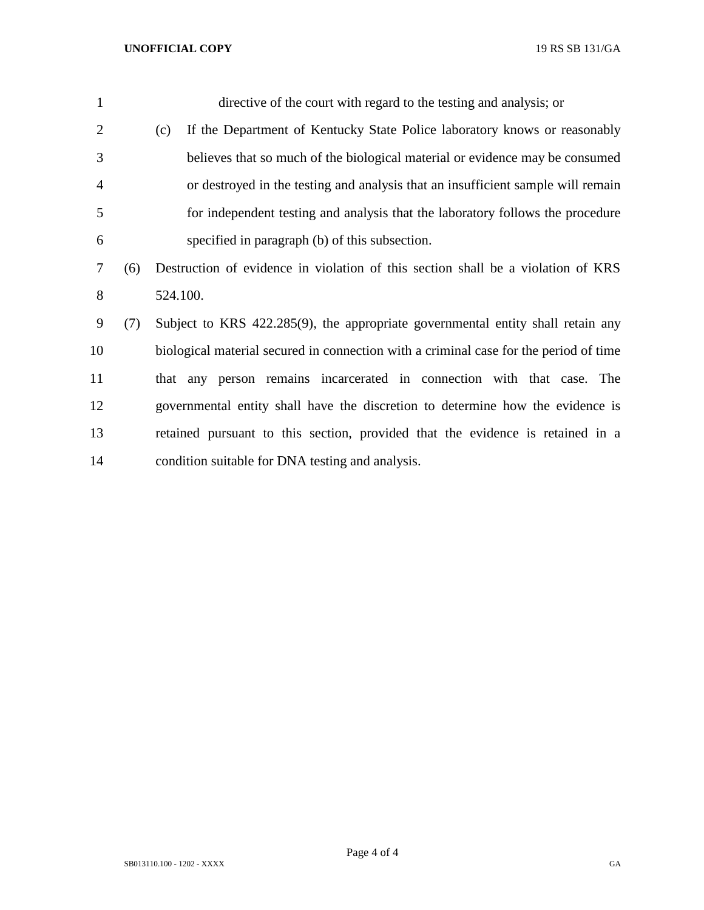directive of the court with regard to the testing and analysis; or

(c) If the Department of Kentucky State Police laboratory knows or reasonably believes that so much of the biological material or evidence may be consumed or destroyed in the testing and analysis that an insufficient sample will remain for independent testing and analysis that the laboratory follows the procedure specified in paragraph (b) of this subsection.

(6) Destruction of evidence in violation of this section shall be a violation of KRS 524.100.

(7) Subject to KRS 422.285(9), the appropriate governmental entity shall retain any biological material secured in connection with a criminal case for the period of time that any person remains incarcerated in connection with that case. The governmental entity shall have the discretion to determine how the evidence is retained pursuant to this section, provided that the evidence is retained in a condition suitable for DNA testing and analysis.